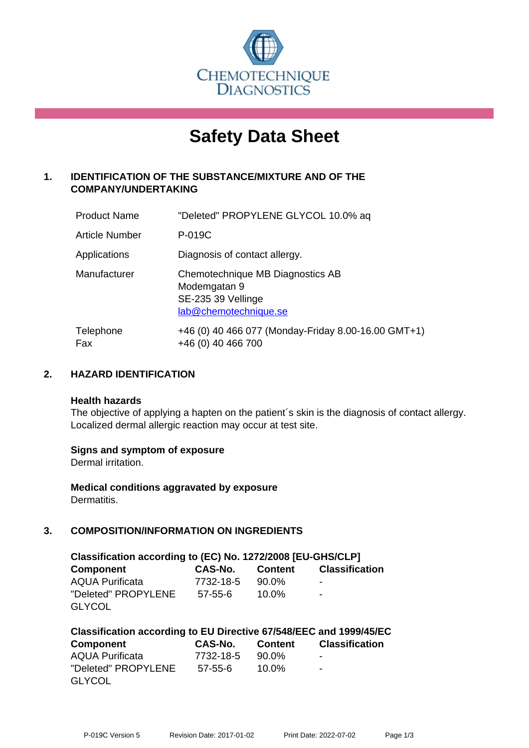CHEMOTECHNIQUE DIAGNOSTICS

# Safety Data Sheet

## 1. IDENTIFICATION OF THE SUBSTANCE/MIXTURE AND OF THE COMPANY/UNDERTAKING

| | |
|---|---|
| Product Name | "Deleted" PROPYLENE GLYCOL 10.0% aq |
| Article Number | P-019C |
| Applications | Diagnosis of contact allergy. |
| Manufacturer | Chemotechnique MB Diagnostics AB<br>Modemgatan 9<br>SE-235 39 Vellinge<br>lab@chemotechnique.se |
| Telephone<br>Fax | +46 (0) 40 466 077 (Monday-Friday 8.00-16.00 GMT+1)<br>+46 (0) 40 466 700 |

## 2. HAZARD IDENTIFICATION

**Health hazards**
The objective of applying a hapten on the patient´s skin is the diagnosis of contact allergy. Localized dermal allergic reaction may occur at test site.

**Signs and symptom of exposure**
Dermal irritation.

**Medical conditions aggravated by exposure**
Dermatitis.

## 3. COMPOSITION/INFORMATION ON INGREDIENTS

**Classification according to (EC) No. 1272/2008 [EU-GHS/CLP]**

| Component | CAS-No. | Content | Classification |
|---|---|---|---|
| AQUA Purificata | 7732-18-5 | 90.0% | - |
| "Deleted" PROPYLENE GLYCOL | 57-55-6 | 10.0% | - |

**Classification according to EU Directive 67/548/EEC and 1999/45/EC**

| Component | CAS-No. | Content | Classification |
|---|---|---|---|
| AQUA Purificata | 7732-18-5 | 90.0% | - |
| "Deleted" PROPYLENE GLYCOL | 57-55-6 | 10.0% | - |

P-019C Version 5 Revision Date: 2017-01-02 Print Date: 2022-07-02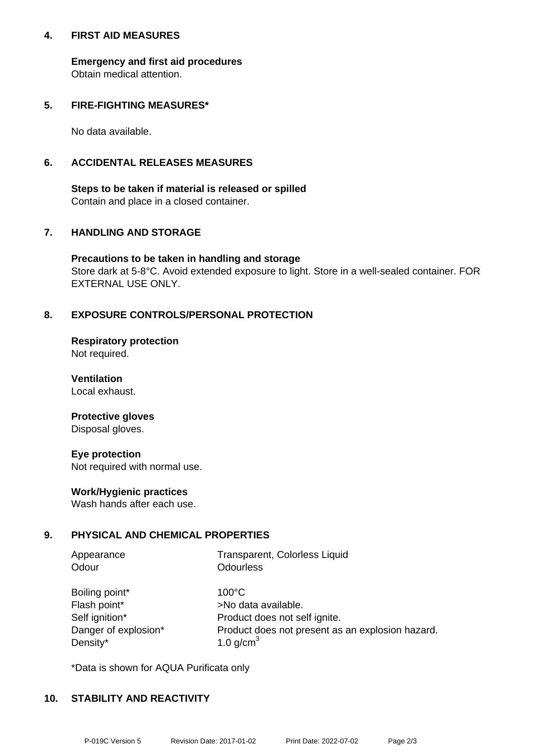## 4. FIRST AID MEASURES

**Emergency and first aid procedures**
Obtain medical attention.

## 5. FIRE-FIGHTING MEASURES*

No data available.

## 6. ACCIDENTAL RELEASES MEASURES

**Steps to be taken if material is released or spilled**
Contain and place in a closed container.

## 7. HANDLING AND STORAGE

**Precautions to be taken in handling and storage**
Store dark at 5-8°C. Avoid extended exposure to light. Store in a well-sealed container. FOR EXTERNAL USE ONLY.

## 8. EXPOSURE CONTROLS/PERSONAL PROTECTION

**Respiratory protection**
Not required.

**Ventilation**
Local exhaust.

**Protective gloves**
Disposal gloves.

**Eye protection**
Not required with normal use.

**Work/Hygienic practices**
Wash hands after each use.

## 9. PHYSICAL AND CHEMICAL PROPERTIES

| | |
|---|---|
| Appearance | Transparent, Colorless Liquid |
| Odour | Odourless |
| Boiling point* | 100°C |
| Flash point* | >No data available. |
| Self ignition* | Product does not self ignite. |
| Danger of explosion* | Product does not present as an explosion hazard. |
| Density* | 1.0 g/cm$^3$ |

*Data is shown for AQUA Purificata only

## 10. STABILITY AND REACTIVITY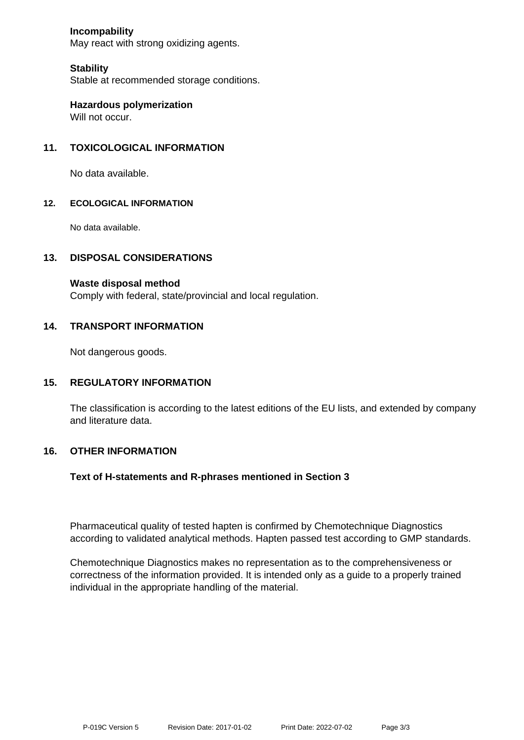**Incompability**
May react with strong oxidizing agents.

**Stability**
Stable at recommended storage conditions.

**Hazardous polymerization**
Will not occur.

## 11. TOXICOLOGICAL INFORMATION

No data available.

## 12. ECOLOGICAL INFORMATION

No data available.

## 13. DISPOSAL CONSIDERATIONS

**Waste disposal method**
Comply with federal, state/provincial and local regulation.

## 14. TRANSPORT INFORMATION

Not dangerous goods.

## 15. REGULATORY INFORMATION

The classification is according to the latest editions of the EU lists, and extended by company and literature data.

## 16. OTHER INFORMATION

**Text of H-statements and R-phrases mentioned in Section 3**

Pharmaceutical quality of tested hapten is confirmed by Chemotechnique Diagnostics according to validated analytical methods. Hapten passed test according to GMP standards.

Chemotechnique Diagnostics makes no representation as to the comprehensiveness or correctness of the information provided. It is intended only as a guide to a properly trained individual in the appropriate handling of the material.

P-019C Version 5 Revision Date: 2017-01-02 Print Date: 2022-07-02